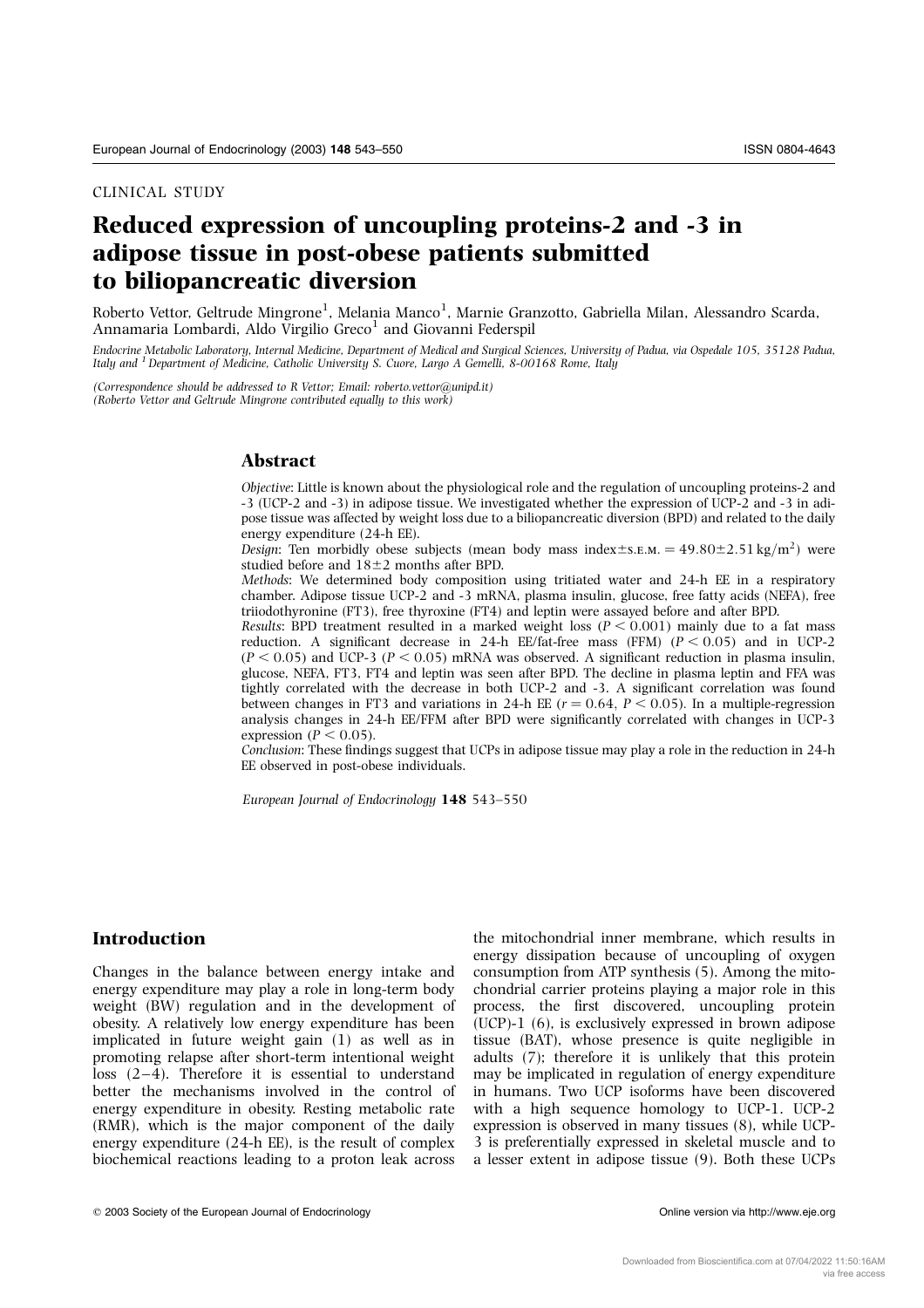CLINICAL STUDY

# Reduced expression of uncoupling proteins-2 and -3 in adipose tissue in post-obese patients submitted to biliopancreatic diversion

Roberto Vettor, Geltrude Mingrone[1], Melania Manco[1], Marnie Granzotto, Gabriella Milan, Alessandro Scarda, Annamaria Lombardi, Aldo Virgilio Greco[1] and Giovanni Federspil

*Endocrine Metabolic Laboratory, Internal Medicine, Department of Medical and Surgical Sciences, University of Padua, via Ospedale 105, 35128 Padua, Italy and [1] Department of Medicine, Catholic University S. Cuore, Largo A Gemelli, 8-00168 Rome, Italy*

*(Correspondence should be addressed to R Vettor; Email: roberto.vettor@unipd.it)*
*(Roberto Vettor and Geltrude Mingrone contributed equally to this work)*

## Abstract

*Objective*: Little is known about the physiological role and the regulation of uncoupling proteins-2 and -3 (UCP-2 and -3) in adipose tissue. We investigated whether the expression of UCP-2 and -3 in adipose tissue was affected by weight loss due to a biliopancreatic diversion (BPD) and related to the daily energy expenditure (24-h EE).

*Design*: Ten morbidly obese subjects (mean body mass index±S.E.M. = $49.80 \pm 2.51\,\text{kg/m}^2$) were studied before and 18±2 months after BPD.

*Methods*: We determined body composition using tritiated water and 24-h EE in a respiratory chamber. Adipose tissue UCP-2 and -3 mRNA, plasma insulin, glucose, free fatty acids (NEFA), free triiodothyronine (FT3), free thyroxine (FT4) and leptin were assayed before and after BPD.

*Results*: BPD treatment resulted in a marked weight loss ($P < 0.001$) mainly due to a fat mass reduction. A significant decrease in 24-h EE/fat-free mass (FFM) ($P < 0.05$) and in UCP-2 ($P < 0.05$) and UCP-3 ($P < 0.05$) mRNA was observed. A significant reduction in plasma insulin, glucose, NEFA, FT3, FT4 and leptin was seen after BPD. The decline in plasma leptin and FFA was tightly correlated with the decrease in both UCP-2 and -3. A significant correlation was found between changes in FT3 and variations in 24-h EE ($r = 0.64$, $P < 0.05$). In a multiple-regression analysis changes in 24-h EE/FFM after BPD were significantly correlated with changes in UCP-3 expression ($P < 0.05$).

*Conclusion*: These findings suggest that UCPs in adipose tissue may play a role in the reduction in 24-h EE observed in post-obese individuals.

*European Journal of Endocrinology* **148** 543–550

## Introduction

Changes in the balance between energy intake and energy expenditure may play a role in long-term body weight (BW) regulation and in the development of obesity. A relatively low energy expenditure has been implicated in future weight gain (1) as well as in promoting relapse after short-term intentional weight loss (2–4). Therefore it is essential to understand better the mechanisms involved in the control of energy expenditure in obesity. Resting metabolic rate (RMR), which is the major component of the daily energy expenditure (24-h EE), is the result of complex biochemical reactions leading to a proton leak across the mitochondrial inner membrane, which results in energy dissipation because of uncoupling of oxygen consumption from ATP synthesis (5). Among the mitochondrial carrier proteins playing a major role in this process, the first discovered, uncoupling protein (UCP)-1 (6), is exclusively expressed in brown adipose tissue (BAT), whose presence is quite negligible in adults (7); therefore it is unlikely that this protein may be implicated in regulation of energy expenditure in humans. Two UCP isoforms have been discovered with a high sequence homology to UCP-1. UCP-2 expression is observed in many tissues (8), while UCP-3 is preferentially expressed in skeletal muscle and to a lesser extent in adipose tissue (9). Both these UCPs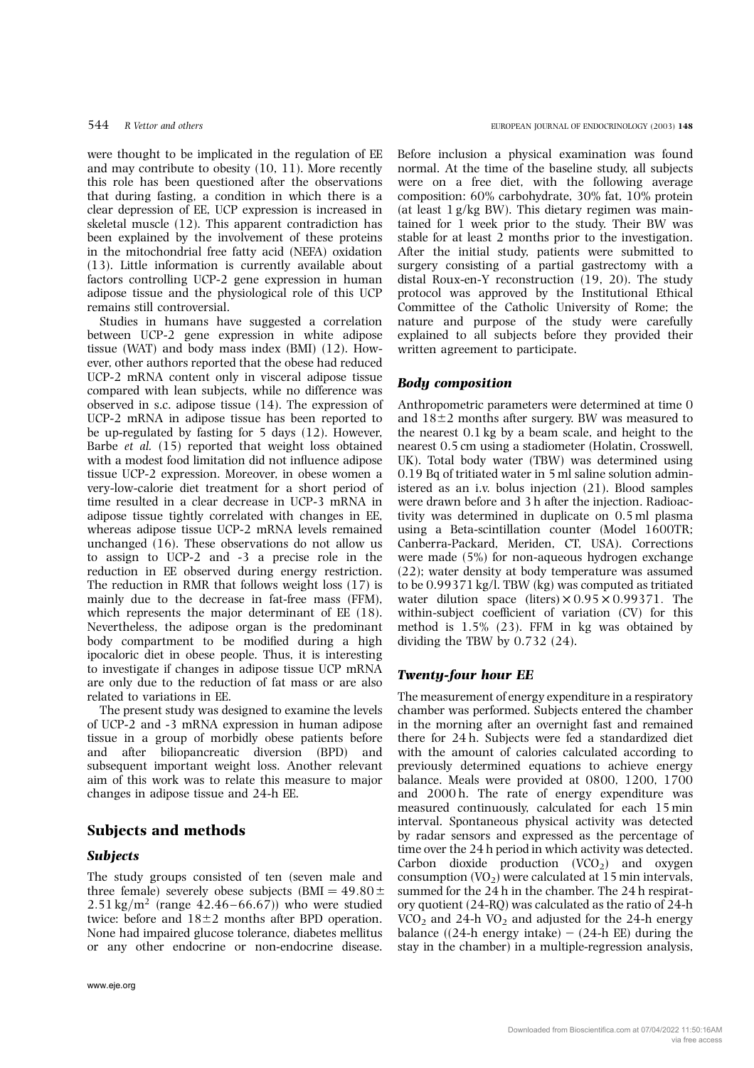were thought to be implicated in the regulation of EE and may contribute to obesity (10, 11). More recently this role has been questioned after the observations that during fasting, a condition in which there is a clear depression of EE, UCP expression is increased in skeletal muscle (12). This apparent contradiction has been explained by the involvement of these proteins in the mitochondrial free fatty acid (NEFA) oxidation (13). Little information is currently available about factors controlling UCP-2 gene expression in human adipose tissue and the physiological role of this UCP remains still controversial.

Studies in humans have suggested a correlation between UCP-2 gene expression in white adipose tissue (WAT) and body mass index (BMI) (12). However, other authors reported that the obese had reduced UCP-2 mRNA content only in visceral adipose tissue compared with lean subjects, while no difference was observed in s.c. adipose tissue (14). The expression of UCP-2 mRNA in adipose tissue has been reported to be up-regulated by fasting for 5 days (12). However, Barbe *et al.* (15) reported that weight loss obtained with a modest food limitation did not influence adipose tissue UCP-2 expression. Moreover, in obese women a very-low-calorie diet treatment for a short period of time resulted in a clear decrease in UCP-3 mRNA in adipose tissue tightly correlated with changes in EE, whereas adipose tissue UCP-2 mRNA levels remained unchanged (16). These observations do not allow us to assign to UCP-2 and -3 a precise role in the reduction in EE observed during energy restriction. The reduction in RMR that follows weight loss (17) is mainly due to the decrease in fat-free mass (FFM), which represents the major determinant of EE (18). Nevertheless, the adipose organ is the predominant body compartment to be modified during a high ipocaloric diet in obese people. Thus, it is interesting to investigate if changes in adipose tissue UCP mRNA are only due to the reduction of fat mass or are also related to variations in EE.

The present study was designed to examine the levels of UCP-2 and -3 mRNA expression in human adipose tissue in a group of morbidly obese patients before and after biliopancreatic diversion (BPD) and subsequent important weight loss. Another relevant aim of this work was to relate this measure to major changes in adipose tissue and 24-h EE.

## Subjects and methods

### *Subjects*

The study groups consisted of ten (seven male and three female) severely obese subjects (BMI $= 49.80 \pm 2.51\,kg/m^2$ (range 42.46–66.67)) who were studied twice: before and $18 \pm 2$ months after BPD operation. None had impaired glucose tolerance, diabetes mellitus or any other endocrine or non-endocrine disease. Before inclusion a physical examination was found normal. At the time of the baseline study, all subjects were on a free diet, with the following average composition: 60% carbohydrate, 30% fat, 10% protein (at least 1 g/kg BW). This dietary regimen was maintained for 1 week prior to the study. Their BW was stable for at least 2 months prior to the investigation. After the initial study, patients were submitted to surgery consisting of a partial gastrectomy with a distal Roux-en-Y reconstruction (19, 20). The study protocol was approved by the Institutional Ethical Committee of the Catholic University of Rome; the nature and purpose of the study were carefully explained to all subjects before they provided their written agreement to participate.

### *Body composition*

Anthropometric parameters were determined at time 0 and $18 \pm 2$ months after surgery. BW was measured to the nearest 0.1 kg by a beam scale, and height to the nearest 0.5 cm using a stadiometer (Holatin, Crosswell, UK). Total body water (TBW) was determined using 0.19 Bq of tritiated water in 5 ml saline solution administered as an i.v. bolus injection (21). Blood samples were drawn before and 3 h after the injection. Radioactivity was determined in duplicate on 0.5 ml plasma using a Beta-scintillation counter (Model 1600TR; Canberra-Packard, Meriden, CT, USA). Corrections were made (5%) for non-aqueous hydrogen exchange (22); water density at body temperature was assumed to be 0.99371 kg/l. TBW (kg) was computed as tritiated water dilution space (liters) $\times 0.95 \times 0.99371$. The within-subject coefficient of variation (CV) for this method is 1.5% (23). FFM in kg was obtained by dividing the TBW by 0.732 (24).

### *Twenty-four hour EE*

The measurement of energy expenditure in a respiratory chamber was performed. Subjects entered the chamber in the morning after an overnight fast and remained there for 24 h. Subjects were fed a standardized diet with the amount of calories calculated according to previously determined equations to achieve energy balance. Meals were provided at 0800, 1200, 1700 and 2000 h. The rate of energy expenditure was measured continuously, calculated for each 15 min interval. Spontaneous physical activity was detected by radar sensors and expressed as the percentage of time over the 24 h period in which activity was detected. Carbon dioxide production ($VCO_2$) and oxygen consumption ($VO_2$) were calculated at 15 min intervals, summed for the 24 h in the chamber. The 24 h respiratory quotient (24-RQ) was calculated as the ratio of 24-h $VCO_2$ and 24-h $VO_2$ and adjusted for the 24-h energy balance ((24-h energy intake) − (24-h EE) during the stay in the chamber) in a multiple-regression analysis,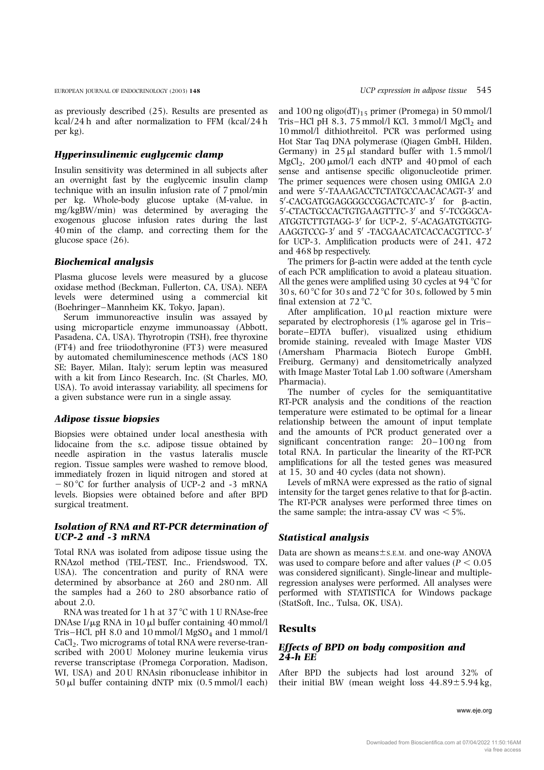as previously described (25). Results are presented as kcal/24 h and after normalization to FFM (kcal/24 h per kg).

### Hyperinsulinemic euglycemic clamp

Insulin sensitivity was determined in all subjects after an overnight fast by the euglycemic insulin clamp technique with an insulin infusion rate of 7 pmol/min per kg. Whole-body glucose uptake (M-value, in mg/kgBW/min) was determined by averaging the exogenous glucose infusion rates during the last 40 min of the clamp, and correcting them for the glucose space (26).

### Biochemical analysis

Plasma glucose levels were measured by a glucose oxidase method (Beckman, Fullerton, CA, USA). NEFA levels were determined using a commercial kit (Boehringer–Mannheim KK, Tokyo, Japan).

Serum immunoreactive insulin was assayed by using microparticle enzyme immunoassay (Abbott, Pasadena, CA, USA). Thyrotropin (TSH), free thyroxine (FT4) and free triiodothyronine (FT3) were measured by automated chemiluminescence methods (ACS 180 SE; Bayer, Milan, Italy); serum leptin was measured with a kit from Linco Research, Inc. (St Charles, MO, USA). To avoid interassay variability, all specimens for a given substance were run in a single assay.

### Adipose tissue biopsies

Biopsies were obtained under local anesthesia with lidocaine from the s.c. adipose tissue obtained by needle aspiration in the vastus lateralis muscle region. Tissue samples were washed to remove blood, immediately frozen in liquid nitrogen and stored at −80 °C for further analysis of UCP-2 and -3 mRNA levels. Biopsies were obtained before and after BPD surgical treatment.

### Isolation of RNA and RT-PCR determination of UCP-2 and -3 mRNA

Total RNA was isolated from adipose tissue using the RNAzol method (TEL-TEST, Inc., Friendswood, TX, USA). The concentration and purity of RNA were determined by absorbance at 260 and 280 nm. All the samples had a 260 to 280 absorbance ratio of about 2.0.

RNA was treated for 1 h at 37 °C with 1 U RNAse-free DNAse I/μg RNA in 10 μl buffer containing 40 mmol/l Tris–HCl, pH 8.0 and 10 mmol/l $MgSO_4$ and 1 mmol/l $CaCl_2$. Two micrograms of total RNA were reverse-transcribed with 200 U Moloney murine leukemia virus reverse transcriptase (Promega Corporation, Madison, WI, USA) and 20 U RNAsin ribonuclease inhibitor in 50 μl buffer containing dNTP mix (0.5 mmol/l each) and 100 ng oligo$(dT)_{15}$ primer (Promega) in 50 mmol/l Tris–HCl pH 8.3, 75 mmol/l KCl, 3 mmol/l $MgCl_2$ and 10 mmol/l dithiothreitol. PCR was performed using Hot Star Taq DNA polymerase (Qiagen GmbH, Hilden, Germany) in 25 μl standard buffer with 1.5 mmol/l $MgCl_2$, 200 μmol/l each dNTP and 40 pmol of each sense and antisense specific oligonucleotide primer. The primer sequences were chosen using OMIGA 2.0 and were 5′-TAAAGACCTCTATGCCAACACAGT-3′ and 5′-CACGATGGAGGGGCCGGACTCATC-3′ for β-actin, 5′-CTACTGCCACTGTGAAGTTTC-3′ and 5′-TCGGGCA-ATGGTCTTGTAGG-3′ for UCP-2, 5′-ACAGATGTGGTG-AAGGTCCG-3′ and 5′ -TACGAACATCACCACGTTCC-3′ for UCP-3. Amplification products were of 241, 472 and 468 bp respectively.

The primers for β-actin were added at the tenth cycle of each PCR amplification to avoid a plateau situation. All the genes were amplified using 30 cycles at 94 °C for 30 s, 60 °C for 30 s and 72 °C for 30 s, followed by 5 min final extension at 72 °C.

After amplification, 10 μl reaction mixture were separated by electrophoresis (1% agarose gel in Tris–borate–EDTA buffer), visualized using ethidium bromide staining, revealed with Image Master VDS (Amersham Pharmacia Biotech Europe GmbH, Freiburg, Germany) and densitometrically analyzed with Image Master Total Lab 1.00 software (Amersham Pharmacia).

The number of cycles for the semiquantitative RT-PCR analysis and the conditions of the reaction temperature were estimated to be optimal for a linear relationship between the amount of input template and the amounts of PCR product generated over a significant concentration range: 20–100 ng from total RNA. In particular the linearity of the RT-PCR amplifications for all the tested genes was measured at 15, 30 and 40 cycles (data not shown).

Levels of mRNA were expressed as the ratio of signal intensity for the target genes relative to that for β-actin. The RT-PCR analyses were performed three times on the same sample; the intra-assay CV was < 5%.

### Statistical analysis

Data are shown as means±S.E.M. and one-way ANOVA was used to compare before and after values ($P < 0.05$ was considered significant). Single-linear and multiple-regression analyses were performed. All analyses were performed with STATISTICA for Windows package (StatSoft, Inc., Tulsa, OK, USA).

## Results

### Effects of BPD on body composition and 24-h EE

After BPD the subjects had lost around 32% of their initial BW (mean weight loss 44.89±5.94 kg,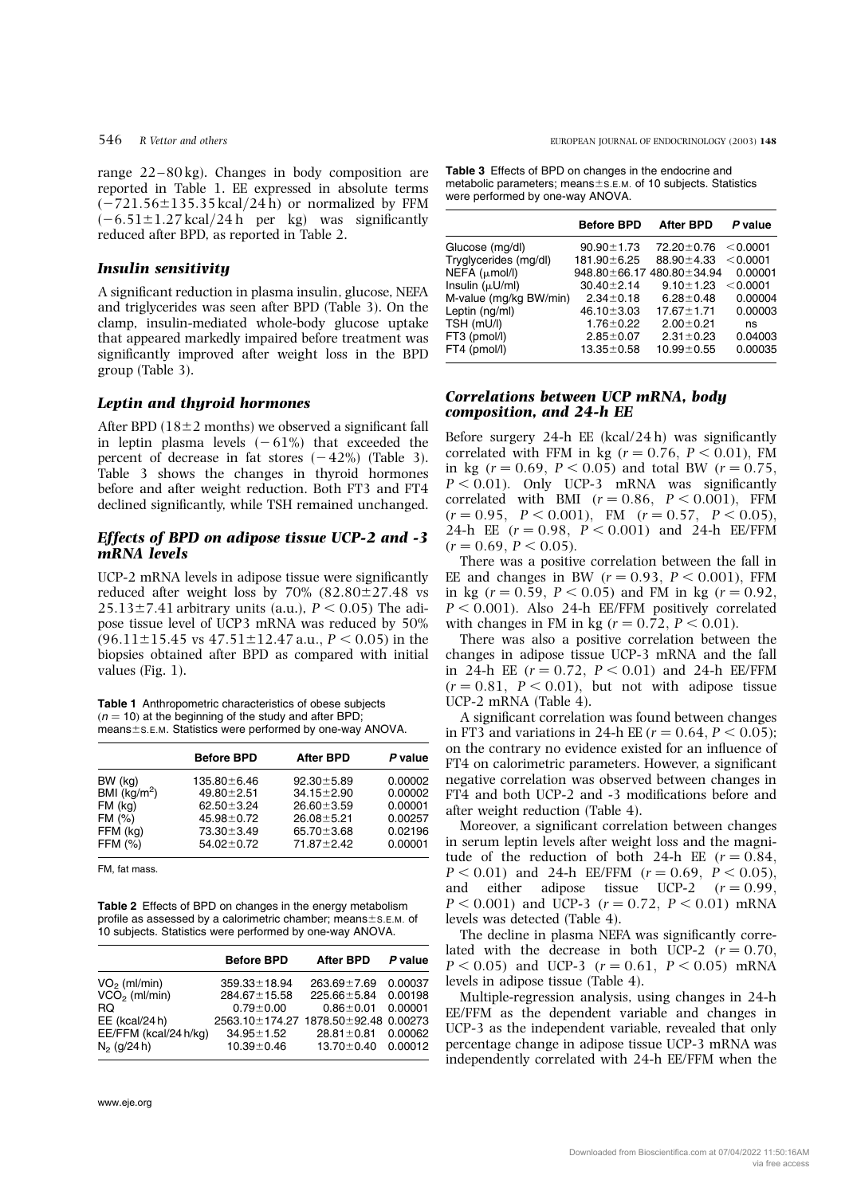range 22–80 kg). Changes in body composition are reported in Table 1. EE expressed in absolute terms ($-721.56\pm135.35$ kcal/24 h) or normalized by FFM ($-6.51\pm1.27$ kcal/24 h per kg) was significantly reduced after BPD, as reported in Table 2.

### *Insulin sensitivity*

A significant reduction in plasma insulin, glucose, NEFA and triglycerides was seen after BPD (Table 3). On the clamp, insulin-mediated whole-body glucose uptake that appeared markedly impaired before treatment was significantly improved after weight loss in the BPD group (Table 3).

### *Leptin and thyroid hormones*

After BPD ($18\pm2$ months) we observed a significant fall in leptin plasma levels ($-61$%) that exceeded the percent of decrease in fat stores ($-42$%) (Table 3). Table 3 shows the changes in thyroid hormones before and after weight reduction. Both FT3 and FT4 declined significantly, while TSH remained unchanged.

### *Effects of BPD on adipose tissue UCP-2 and -3 mRNA levels*

UCP-2 mRNA levels in adipose tissue were significantly reduced after weight loss by 70% ($82.80\pm27.48$ vs $25.13\pm7.41$ arbitrary units (a.u.), $P < 0.05$) The adipose tissue level of UCP3 mRNA was reduced by 50% ($96.11\pm15.45$ vs $47.51\pm12.47$ a.u., $P < 0.05$) in the biopsies obtained after BPD as compared with initial values (Fig. 1).

**Table 1** Anthropometric characteristics of obese subjects ($n = 10$) at the beginning of the study and after BPD; means±S.E.M. Statistics were performed by one-way ANOVA.

| | Before BPD | After BPD | P value |
|---|---|---|---|
| BW (kg) | 135.80±6.46 | 92.30±5.89 | 0.00002 |
| BMI (kg/m$^2$) | 49.80±2.51 | 34.15±2.90 | 0.00002 |
| FM (kg) | 62.50±3.24 | 26.60±3.59 | 0.00001 |
| FM (%) | 45.98±0.72 | 26.08±5.21 | 0.00257 |
| FFM (kg) | 73.30±3.49 | 65.70±3.68 | 0.02196 |
| FFM (%) | 54.02±0.72 | 71.87±2.42 | 0.00001 |

FM, fat mass.

**Table 2** Effects of BPD on changes in the energy metabolism profile as assessed by a calorimetric chamber; means±S.E.M. of 10 subjects. Statistics were performed by one-way ANOVA.

| | Before BPD | After BPD | P value |
|---|---|---|---|
| $VO_2$ (ml/min) | 359.33±18.94 | 263.69±7.69 | 0.00037 |
| $VCO_2$ (ml/min) | 284.67±15.58 | 225.66±5.84 | 0.00198 |
| RQ | 0.79±0.00 | 0.86±0.01 | 0.00001 |
| EE (kcal/24 h) | 2563.10±174.27 | 1878.50±92.48 | 0.00273 |
| EE/FFM (kcal/24 h/kg) | 34.95±1.52 | 28.81±0.81 | 0.00062 |
| $N_2$ (g/24 h) | 10.39±0.46 | 13.70±0.40 | 0.00012 |

**Table 3** Effects of BPD on changes in the endocrine and metabolic parameters; means±S.E.M. of 10 subjects. Statistics were performed by one-way ANOVA.

| | Before BPD | After BPD | P value |
|---|---|---|---|
| Glucose (mg/dl) | 90.90±1.73 | 72.20±0.76 | <0.0001 |
| Tryglycerides (mg/dl) | 181.90±6.25 | 88.90±4.33 | <0.0001 |
| NEFA (μmol/l) | 948.80±66.17 | 480.80±34.94 | 0.00001 |
| Insulin (μU/ml) | 30.40±2.14 | 9.10±1.23 | <0.0001 |
| M-value (mg/kg BW/min) | 2.34±0.18 | 6.28±0.48 | 0.00004 |
| Leptin (ng/ml) | 46.10±3.03 | 17.67±1.71 | 0.00003 |
| TSH (mU/l) | 1.76±0.22 | 2.00±0.21 | ns |
| FT3 (pmol/l) | 2.85±0.07 | 2.31±0.23 | 0.04003 |
| FT4 (pmol/l) | 13.35±0.58 | 10.99±0.55 | 0.00035 |

### *Correlations between UCP mRNA, body composition, and 24-h EE*

Before surgery 24-h EE (kcal/24 h) was significantly correlated with FFM in kg ($r = 0.76$, $P < 0.01$), FM in kg ($r = 0.69$, $P < 0.05$) and total BW ($r = 0.75$, $P < 0.01$). Only UCP-3 mRNA was significantly correlated with BMI ($r = 0.86$, $P < 0.001$), FFM ($r = 0.95$, $P < 0.001$), FM ($r = 0.57$, $P < 0.05$), 24-h EE ($r = 0.98$, $P < 0.001$) and 24-h EE/FFM ($r = 0.69$, $P < 0.05$).

There was a positive correlation between the fall in EE and changes in BW ($r = 0.93$, $P < 0.001$), FFM in kg ($r = 0.59$, $P < 0.05$) and FM in kg ($r = 0.92$, $P < 0.001$). Also 24-h EE/FFM positively correlated with changes in FM in kg ($r = 0.72$, $P < 0.01$).

There was also a positive correlation between the changes in adipose tissue UCP-3 mRNA and the fall in 24-h EE ($r = 0.72$, $P < 0.01$) and 24-h EE/FFM ($r = 0.81$, $P < 0.01$), but not with adipose tissue UCP-2 mRNA (Table 4).

A significant correlation was found between changes in FT3 and variations in 24-h EE ($r = 0.64$, $P < 0.05$); on the contrary no evidence existed for an influence of FT4 on calorimetric parameters. However, a significant negative correlation was observed between changes in FT4 and both UCP-2 and -3 modifications before and after weight reduction (Table 4).

Moreover, a significant correlation between changes in serum leptin levels after weight loss and the magnitude of the reduction of both 24-h EE ($r = 0.84$, $P < 0.01$) and 24-h EE/FFM ($r = 0.69$, $P < 0.05$), and either adipose tissue UCP-2 ($r = 0.99$, $P < 0.001$) and UCP-3 ($r = 0.72$, $P < 0.01$) mRNA levels was detected (Table 4).

The decline in plasma NEFA was significantly correlated with the decrease in both UCP-2 ($r = 0.70$, $P < 0.05$) and UCP-3 ($r = 0.61$, $P < 0.05$) mRNA levels in adipose tissue (Table 4).

Multiple-regression analysis, using changes in 24-h EE/FFM as the dependent variable and changes in UCP-3 as the independent variable, revealed that only percentage change in adipose tissue UCP-3 mRNA was independently correlated with 24-h EE/FFM when the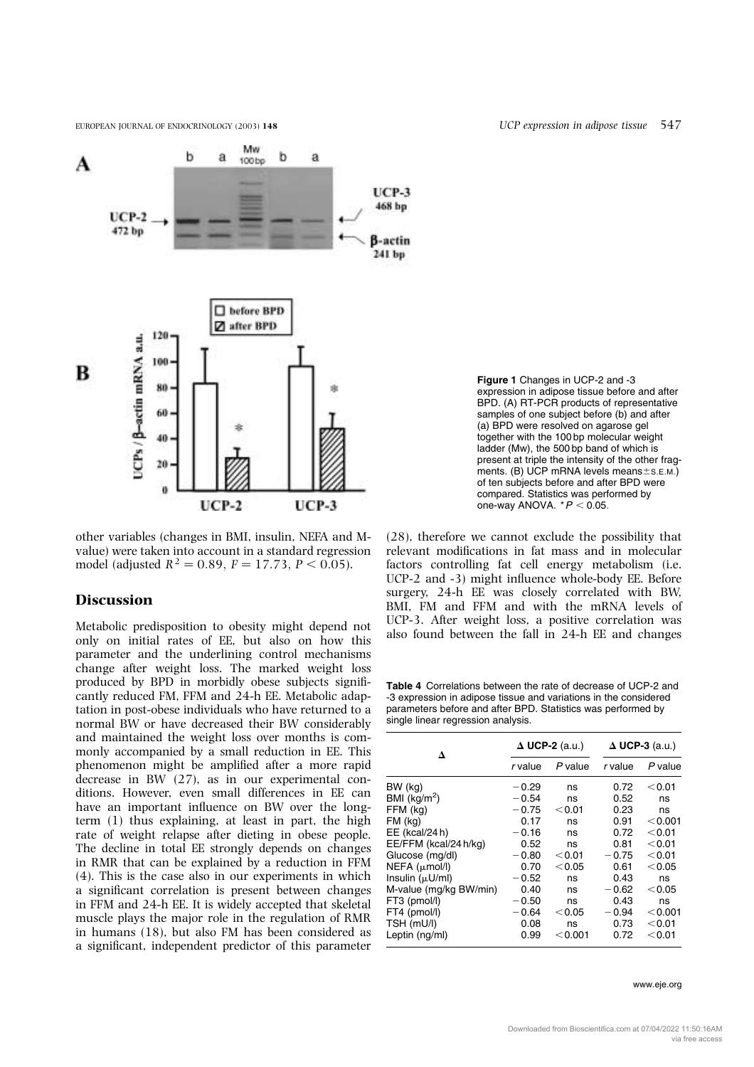**Figure 1** Changes in UCP-2 and -3 expression in adipose tissue before and after BPD. (A) RT-PCR products of representative samples of one subject before (b) and after (a) BPD were resolved on agarose gel together with the 100 bp molecular weight ladder (Mw), the 500 bp band of which is present at triple the intensity of the other fragments. (B) UCP mRNA levels means±S.E.M.) of ten subjects before and after BPD were compared. Statistics was performed by one-way ANOVA. $^{*}P < 0.05$.

other variables (changes in BMI, insulin, NEFA and M-value) were taken into account in a standard regression model (adjusted $R^2 = 0.89$, $F = 17.73$, $P < 0.05$).

## Discussion

Metabolic predisposition to obesity might depend not only on initial rates of EE, but also on how this parameter and the underlining control mechanisms change after weight loss. The marked weight loss produced by BPD in morbidly obese subjects significantly reduced FM, FFM and 24-h EE. Metabolic adaptation in post-obese individuals who have returned to a normal BW or have decreased their BW considerably and maintained the weight loss over months is commonly accompanied by a small reduction in EE. This phenomenon might be amplified after a more rapid decrease in BW (27), as in our experimental conditions. However, even small differences in EE can have an important influence on BW over the long-term (1) thus explaining, at least in part, the high rate of weight relapse after dieting in obese people. The decline in total EE strongly depends on changes in RMR that can be explained by a reduction in FFM (4). This is the case also in our experiments in which a significant correlation is present between changes in FFM and 24-h EE. It is widely accepted that skeletal muscle plays the major role in the regulation of RMR in humans (18), but also FM has been considered as a significant, independent predictor of this parameter (28), therefore we cannot exclude the possibility that relevant modifications in fat mass and in molecular factors controlling fat cell energy metabolism (i.e. UCP-2 and -3) might influence whole-body EE. Before surgery, 24-h EE was closely correlated with BW, BMI, FM and FFM and with the mRNA levels of UCP-3. After weight loss, a positive correlation was also found between the fall in 24-h EE and changes

**Table 4** Correlations between the rate of decrease of UCP-2 and -3 expression in adipose tissue and variations in the considered parameters before and after BPD. Statistics was performed by single linear regression analysis.

| Δ | Δ UCP-2 (a.u.) | | Δ UCP-3 (a.u.) | |
|---|---|---|---|---|
| | *r* value | *P* value | *r* value | *P* value |
| BW (kg) | −0.29 | ns | 0.72 | <0.01 |
| BMI (kg/m$^2$) | −0.54 | ns | 0.52 | ns |
| FFM (kg) | −0.75 | <0.01 | 0.23 | ns |
| FM (kg) | 0.17 | ns | 0.91 | <0.001 |
| EE (kcal/24 h) | −0.16 | ns | 0.72 | <0.01 |
| EE/FFM (kcal/24 h/kg) | 0.52 | ns | 0.81 | <0.01 |
| Glucose (mg/dl) | −0.80 | <0.01 | −0.75 | <0.01 |
| NEFA (μmol/l) | 0.70 | <0.05 | 0.61 | <0.05 |
| Insulin (μU/ml) | −0.52 | ns | 0.43 | ns |
| M-value (mg/kg BW/min) | 0.40 | ns | −0.62 | <0.05 |
| FT3 (pmol/l) | −0.50 | ns | 0.43 | ns |
| FT4 (pmol/l) | −0.64 | <0.05 | −0.94 | <0.001 |
| TSH (mU/l) | 0.08 | ns | 0.73 | <0.01 |
| Leptin (ng/ml) | 0.99 | <0.001 | 0.72 | <0.01 |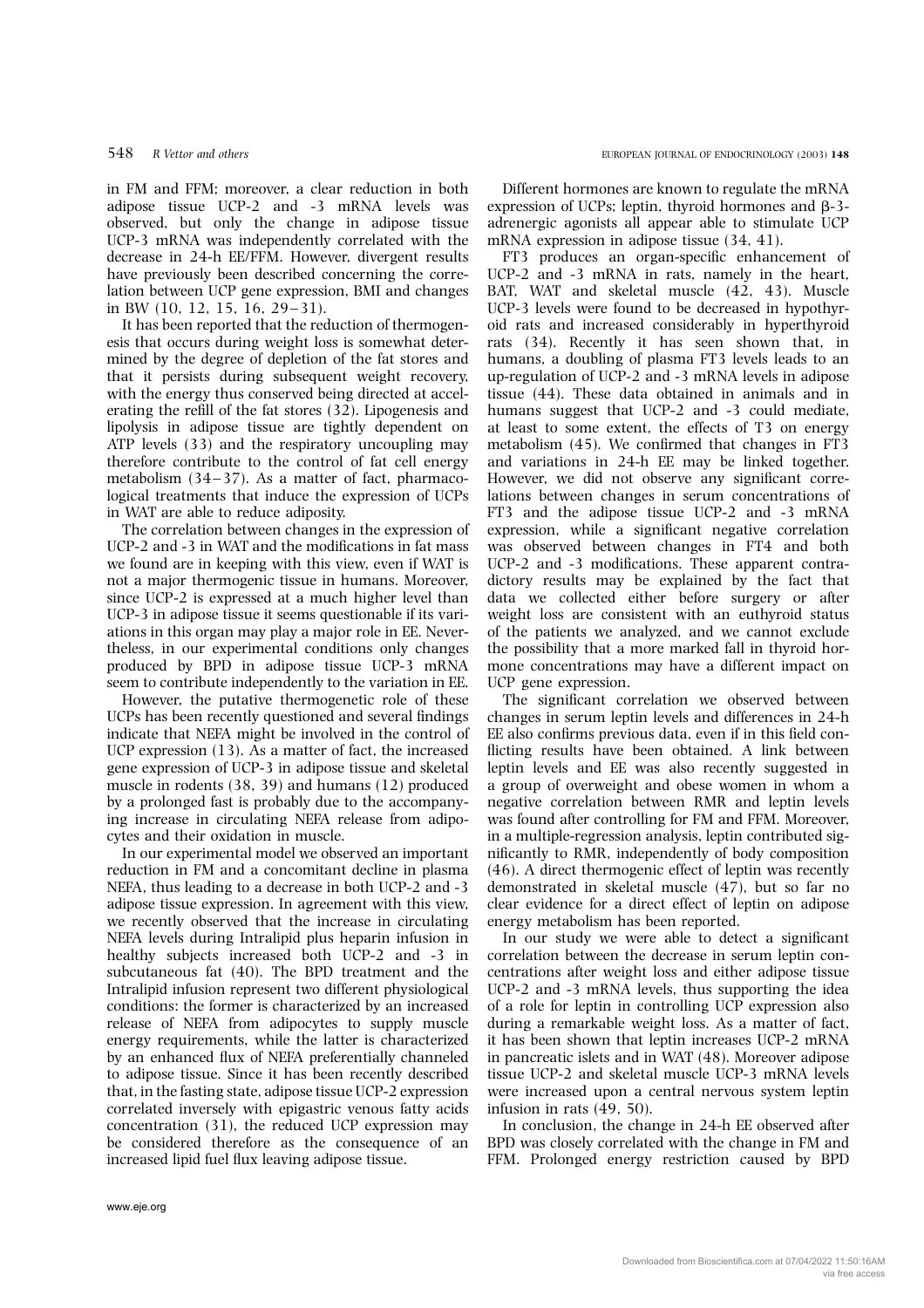in FM and FFM; moreover, a clear reduction in both adipose tissue UCP-2 and -3 mRNA levels was observed, but only the change in adipose tissue UCP-3 mRNA was independently correlated with the decrease in 24-h EE/FFM. However, divergent results have previously been described concerning the correlation between UCP gene expression, BMI and changes in BW (10, 12, 15, 16, 29–31).

It has been reported that the reduction of thermogenesis that occurs during weight loss is somewhat determined by the degree of depletion of the fat stores and that it persists during subsequent weight recovery, with the energy thus conserved being directed at accelerating the refill of the fat stores (32). Lipogenesis and lipolysis in adipose tissue are tightly dependent on ATP levels (33) and the respiratory uncoupling may therefore contribute to the control of fat cell energy metabolism (34–37). As a matter of fact, pharmacological treatments that induce the expression of UCPs in WAT are able to reduce adiposity.

The correlation between changes in the expression of UCP-2 and -3 in WAT and the modifications in fat mass we found are in keeping with this view, even if WAT is not a major thermogenic tissue in humans. Moreover, since UCP-2 is expressed at a much higher level than UCP-3 in adipose tissue it seems questionable if its variations in this organ may play a major role in EE. Nevertheless, in our experimental conditions only changes produced by BPD in adipose tissue UCP-3 mRNA seem to contribute independently to the variation in EE.

However, the putative thermogenetic role of these UCPs has been recently questioned and several findings indicate that NEFA might be involved in the control of UCP expression (13). As a matter of fact, the increased gene expression of UCP-3 in adipose tissue and skeletal muscle in rodents (38, 39) and humans (12) produced by a prolonged fast is probably due to the accompanying increase in circulating NEFA release from adipocytes and their oxidation in muscle.

In our experimental model we observed an important reduction in FM and a concomitant decline in plasma NEFA, thus leading to a decrease in both UCP-2 and -3 adipose tissue expression. In agreement with this view, we recently observed that the increase in circulating NEFA levels during Intralipid plus heparin infusion in healthy subjects increased both UCP-2 and -3 in subcutaneous fat (40). The BPD treatment and the Intralipid infusion represent two different physiological conditions: the former is characterized by an increased release of NEFA from adipocytes to supply muscle energy requirements, while the latter is characterized by an enhanced flux of NEFA preferentially channeled to adipose tissue. Since it has been recently described that, in the fasting state, adipose tissue UCP-2 expression correlated inversely with epigastric venous fatty acids concentration (31), the reduced UCP expression may be considered therefore as the consequence of an increased lipid fuel flux leaving adipose tissue.

Different hormones are known to regulate the mRNA expression of UCPs; leptin, thyroid hormones and β-3-adrenergic agonists all appear able to stimulate UCP mRNA expression in adipose tissue (34, 41).

FT3 produces an organ-specific enhancement of UCP-2 and -3 mRNA in rats, namely in the heart, BAT, WAT and skeletal muscle (42, 43). Muscle UCP-3 levels were found to be decreased in hypothyroid rats and increased considerably in hyperthyroid rats (34). Recently it has seen shown that, in humans, a doubling of plasma FT3 levels leads to an up-regulation of UCP-2 and -3 mRNA levels in adipose tissue (44). These data obtained in animals and in humans suggest that UCP-2 and -3 could mediate, at least to some extent, the effects of T3 on energy metabolism (45). We confirmed that changes in FT3 and variations in 24-h EE may be linked together. However, we did not observe any significant correlations between changes in serum concentrations of FT3 and the adipose tissue UCP-2 and -3 mRNA expression, while a significant negative correlation was observed between changes in FT4 and both UCP-2 and -3 modifications. These apparent contradictory results may be explained by the fact that data we collected either before surgery or after weight loss are consistent with an euthyroid status of the patients we analyzed, and we cannot exclude the possibility that a more marked fall in thyroid hormone concentrations may have a different impact on UCP gene expression.

The significant correlation we observed between changes in serum leptin levels and differences in 24-h EE also confirms previous data, even if in this field conflicting results have been obtained. A link between leptin levels and EE was also recently suggested in a group of overweight and obese women in whom a negative correlation between RMR and leptin levels was found after controlling for FM and FFM. Moreover, in a multiple-regression analysis, leptin contributed significantly to RMR, independently of body composition (46). A direct thermogenic effect of leptin was recently demonstrated in skeletal muscle (47), but so far no clear evidence for a direct effect of leptin on adipose energy metabolism has been reported.

In our study we were able to detect a significant correlation between the decrease in serum leptin concentrations after weight loss and either adipose tissue UCP-2 and -3 mRNA levels, thus supporting the idea of a role for leptin in controlling UCP expression also during a remarkable weight loss. As a matter of fact, it has been shown that leptin increases UCP-2 mRNA in pancreatic islets and in WAT (48). Moreover adipose tissue UCP-2 and skeletal muscle UCP-3 mRNA levels were increased upon a central nervous system leptin infusion in rats (49, 50).

In conclusion, the change in 24-h EE observed after BPD was closely correlated with the change in FM and FFM. Prolonged energy restriction caused by BPD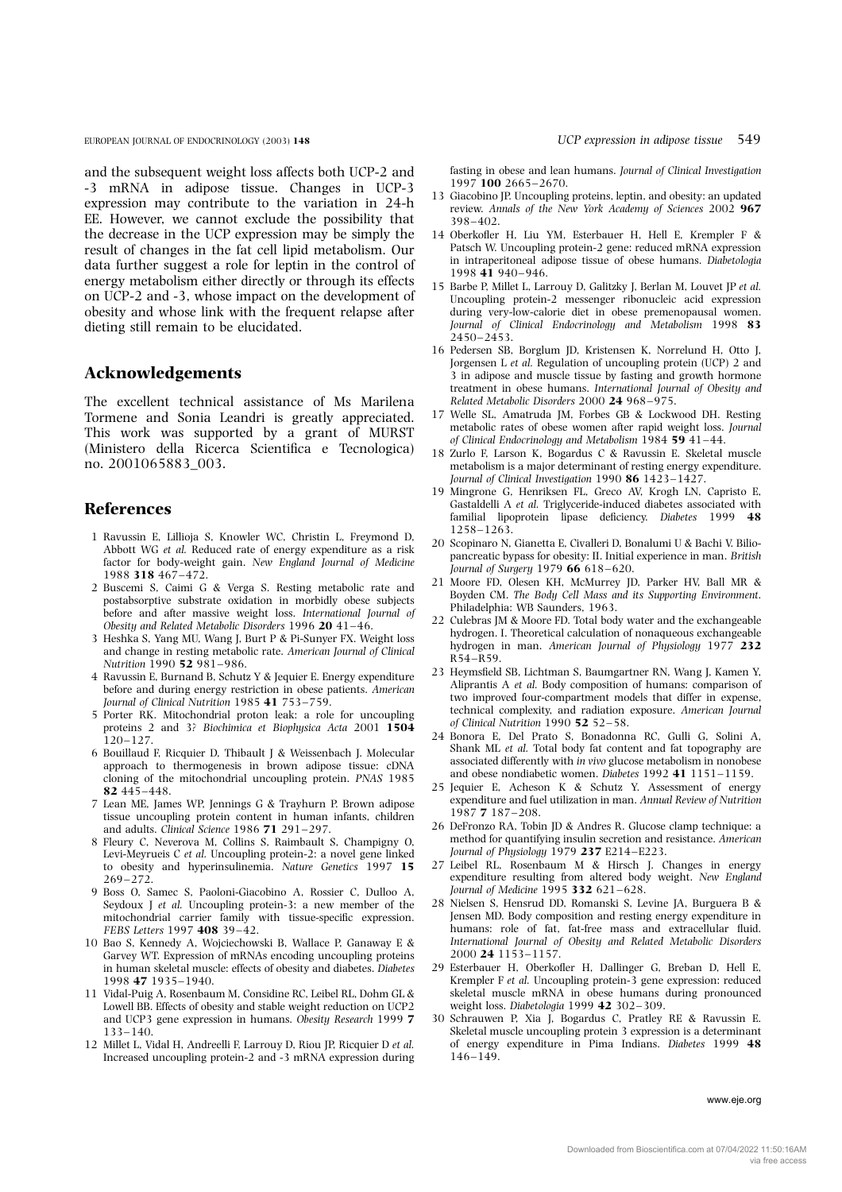and the subsequent weight loss affects both UCP-2 and -3 mRNA in adipose tissue. Changes in UCP-3 expression may contribute to the variation in 24-h EE. However, we cannot exclude the possibility that the decrease in the UCP expression may be simply the result of changes in the fat cell lipid metabolism. Our data further suggest a role for leptin in the control of energy metabolism either directly or through its effects on UCP-2 and -3, whose impact on the development of obesity and whose link with the frequent relapse after dieting still remain to be elucidated.

## Acknowledgements

The excellent technical assistance of Ms Marilena Tormene and Sonia Leandri is greatly appreciated. This work was supported by a grant of MURST (Ministero della Ricerca Scientifica e Tecnologica) no. 2001065883_003.

## References

1 Ravussin E, Lillioja S, Knowler WC, Christin L, Freymond D, Abbott WG *et al.* Reduced rate of energy expenditure as a risk factor for body-weight gain. *New England Journal of Medicine* 1988 **318** 467–472.

2 Buscemi S, Caimi G & Verga S. Resting metabolic rate and postabsorptive substrate oxidation in morbidly obese subjects before and after massive weight loss. *International Journal of Obesity and Related Metabolic Disorders* 1996 **20** 41–46.

3 Heshka S, Yang MU, Wang J, Burt P & Pi-Sunyer FX. Weight loss and change in resting metabolic rate. *American Journal of Clinical Nutrition* 1990 **52** 981–986.

4 Ravussin E, Burnand B, Schutz Y & Jequier E. Energy expenditure before and during energy restriction in obese patients. *American Journal of Clinical Nutrition* 1985 **41** 753–759.

5 Porter RK. Mitochondrial proton leak: a role for uncoupling proteins 2 and 3? *Biochimica et Biophysica Acta* 2001 **1504** 120–127.

6 Bouillaud F, Ricquier D, Thibault J & Weissenbach J. Molecular approach to thermogenesis in brown adipose tissue: cDNA cloning of the mitochondrial uncoupling protein. *PNAS* 1985 **82** 445–448.

7 Lean ME, James WP, Jennings G & Trayhurn P. Brown adipose tissue uncoupling protein content in human infants, children and adults. *Clinical Science* 1986 **71** 291–297.

8 Fleury C, Neverova M, Collins S, Raimbault S, Champigny O, Levi-Meyrueis C *et al.* Uncoupling protein-2: a novel gene linked to obesity and hyperinsulinemia. *Nature Genetics* 1997 **15** 269–272.

9 Boss O, Samec S, Paoloni-Giacobino A, Rossier C, Dulloo A, Seydoux J *et al.* Uncoupling protein-3: a new member of the mitochondrial carrier family with tissue-specific expression. *FEBS Letters* 1997 **408** 39–42.

10 Bao S, Kennedy A, Wojciechowski B, Wallace P, Ganaway E & Garvey WT. Expression of mRNAs encoding uncoupling proteins in human skeletal muscle: effects of obesity and diabetes. *Diabetes* 1998 **47** 1935–1940.

11 Vidal-Puig A, Rosenbaum M, Considine RC, Leibel RL, Dohm GL & Lowell BB. Effects of obesity and stable weight reduction on UCP2 and UCP3 gene expression in humans. *Obesity Research* 1999 **7** 133–140.

12 Millet L, Vidal H, Andreelli F, Larrouy D, Riou JP, Ricquier D *et al.* Increased uncoupling protein-2 and -3 mRNA expression during fasting in obese and lean humans. *Journal of Clinical Investigation* 1997 **100** 2665–2670.

13 Giacobino JP. Uncoupling proteins, leptin, and obesity: an updated review. *Annals of the New York Academy of Sciences* 2002 **967** 398–402.

14 Oberkofler H, Liu YM, Esterbauer H, Hell E, Krempler F & Patsch W. Uncoupling protein-2 gene: reduced mRNA expression in intraperitoneal adipose tissue of obese humans. *Diabetologia* 1998 **41** 940–946.

15 Barbe P, Millet L, Larrouy D, Galitzky J, Berlan M, Louvet JP *et al.* Uncoupling protein-2 messenger ribonucleic acid expression during very-low-calorie diet in obese premenopausal women. *Journal of Clinical Endocrinology and Metabolism* 1998 **83** 2450–2453.

16 Pedersen SB, Borglum JD, Kristensen K, Norrelund H, Otto J, Jorgensen L *et al.* Regulation of uncoupling protein (UCP) 2 and 3 in adipose and muscle tissue by fasting and growth hormone treatment in obese humans. *International Journal of Obesity and Related Metabolic Disorders* 2000 **24** 968–975.

17 Welle SL, Amatruda JM, Forbes GB & Lockwood DH. Resting metabolic rates of obese women after rapid weight loss. *Journal of Clinical Endocrinology and Metabolism* 1984 **59** 41–44.

18 Zurlo F, Larson K, Bogardus C & Ravussin E. Skeletal muscle metabolism is a major determinant of resting energy expenditure. *Journal of Clinical Investigation* 1990 **86** 1423–1427.

19 Mingrone G, Henriksen FL, Greco AV, Krogh LN, Capristo E, Gastaldelli A *et al.* Triglyceride-induced diabetes associated with familial lipoprotein lipase deficiency. *Diabetes* 1999 **48** 1258–1263.

20 Scopinaro N, Gianetta E, Civalleri D, Bonalumi U & Bachi V. Biliopancreatic bypass for obesity: II. Initial experience in man. *British Journal of Surgery* 1979 **66** 618–620.

21 Moore FD, Olesen KH, McMurrey JD, Parker HV, Ball MR & Boyden CM. *The Body Cell Mass and its Supporting Environment*. Philadelphia: WB Saunders, 1963.

22 Culebras JM & Moore FD. Total body water and the exchangeable hydrogen. I. Theoretical calculation of nonaqueous exchangeable hydrogen in man. *American Journal of Physiology* 1977 **232** R54–R59.

23 Heymsfield SB, Lichtman S, Baumgartner RN, Wang J, Kamen Y, Aliprantis A *et al.* Body composition of humans: comparison of two improved four-compartment models that differ in expense, technical complexity, and radiation exposure. *American Journal of Clinical Nutrition* 1990 **52** 52–58.

24 Bonora E, Del Prato S, Bonadonna RC, Gulli G, Solini A, Shank ML *et al.* Total body fat content and fat topography are associated differently with *in vivo* glucose metabolism in nonobese and obese nondiabetic women. *Diabetes* 1992 **41** 1151–1159.

25 Jequier E, Acheson K & Schutz Y. Assessment of energy expenditure and fuel utilization in man. *Annual Review of Nutrition* 1987 **7** 187–208.

26 DeFronzo RA, Tobin JD & Andres R. Glucose clamp technique: a method for quantifying insulin secretion and resistance. *American Journal of Physiology* 1979 **237** E214–E223.

27 Leibel RL, Rosenbaum M & Hirsch J. Changes in energy expenditure resulting from altered body weight. *New England Journal of Medicine* 1995 **332** 621–628.

28 Nielsen S, Hensrud DD, Romanski S, Levine JA, Burguera B & Jensen MD. Body composition and resting energy expenditure in humans: role of fat, fat-free mass and extracellular fluid. *International Journal of Obesity and Related Metabolic Disorders* 2000 **24** 1153–1157.

29 Esterbauer H, Oberkofler H, Dallinger G, Breban D, Hell E, Krempler F *et al.* Uncoupling protein-3 gene expression: reduced skeletal muscle mRNA in obese humans during pronounced weight loss. *Diabetologia* 1999 **42** 302–309.

30 Schrauwen P, Xia J, Bogardus C, Pratley RE & Ravussin E. Skeletal muscle uncoupling protein 3 expression is a determinant of energy expenditure in Pima Indians. *Diabetes* 1999 **48** 146–149.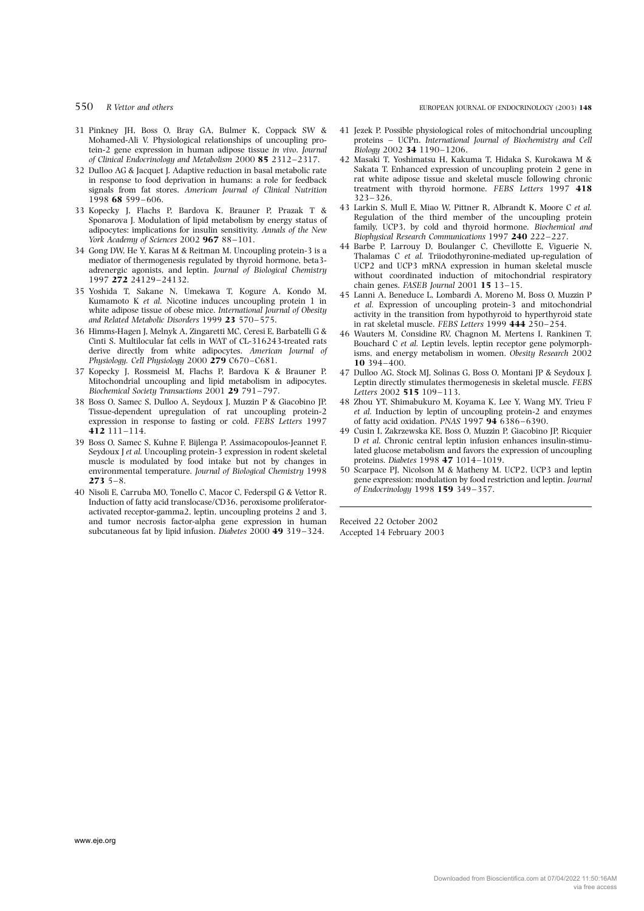31 Pinkney JH, Boss O, Bray GA, Bulmer K, Coppack SW & Mohamed-Ali V. Physiological relationships of uncoupling protein-2 gene expression in human adipose tissue *in vivo*. *Journal of Clinical Endocrinology and Metabolism* 2000 **85** 2312–2317.

32 Dulloo AG & Jacquet J. Adaptive reduction in basal metabolic rate in response to food deprivation in humans: a role for feedback signals from fat stores. *American Journal of Clinical Nutrition* 1998 **68** 599–606.

33 Kopecky J, Flachs P, Bardova K, Brauner P, Prazak T & Sponarova J. Modulation of lipid metabolism by energy status of adipocytes: implications for insulin sensitivity. *Annals of the New York Academy of Sciences* 2002 **967** 88–101.

34 Gong DW, He Y, Karas M & Reitman M. Uncoupling protein-3 is a mediator of thermogenesis regulated by thyroid hormone, beta3-adrenergic agonists, and leptin. *Journal of Biological Chemistry* 1997 **272** 24129–24132.

35 Yoshida T, Sakane N, Umekawa T, Kogure A, Kondo M, Kumamoto K *et al.* Nicotine induces uncoupling protein 1 in white adipose tissue of obese mice. *International Journal of Obesity and Related Metabolic Disorders* 1999 **23** 570–575.

36 Himms-Hagen J, Melnyk A, Zingaretti MC, Ceresi E, Barbatelli G & Cinti S. Multilocular fat cells in WAT of CL-316243-treated rats derive directly from white adipocytes. *American Journal of Physiology. Cell Physiology* 2000 **279** C670–C681.

37 Kopecky J, Rossmeisl M, Flachs P, Bardova K & Brauner P. Mitochondrial uncoupling and lipid metabolism in adipocytes. *Biochemical Society Transactions* 2001 **29** 791–797.

38 Boss O, Samec S, Dulloo A, Seydoux J, Muzzin P & Giacobino JP. Tissue-dependent upregulation of rat uncoupling protein-2 expression in response to fasting or cold. *FEBS Letters* 1997 **412** 111–114.

39 Boss O, Samec S, Kuhne F, Bijlenga P, Assimacopoulos-Jeannet F, Seydoux J *et al.* Uncoupling protein-3 expression in rodent skeletal muscle is modulated by food intake but not by changes in environmental temperature. *Journal of Biological Chemistry* 1998 **273** 5–8.

40 Nisoli E, Carruba MO, Tonello C, Macor C, Federspil G & Vettor R. Induction of fatty acid translocase/CD36, peroxisome proliferator-activated receptor-gamma2, leptin, uncoupling proteins 2 and 3, and tumor necrosis factor-alpha gene expression in human subcutaneous fat by lipid infusion. *Diabetes* 2000 **49** 319–324.

41 Jezek P. Possible physiological roles of mitochondrial uncoupling proteins – UCPn. *International Journal of Biochemistry and Cell Biology* 2002 **34** 1190–1206.

42 Masaki T, Yoshimatsu H, Kakuma T, Hidaka S, Kurokawa M & Sakata T. Enhanced expression of uncoupling protein 2 gene in rat white adipose tissue and skeletal muscle following chronic treatment with thyroid hormone. *FEBS Letters* 1997 **418** 323–326.

43 Larkin S, Mull E, Miao W, Pittner R, Albrandt K, Moore C *et al.* Regulation of the third member of the uncoupling protein family, UCP3, by cold and thyroid hormone. *Biochemical and Biophysical Research Communications* 1997 **240** 222–227.

44 Barbe P, Larrouy D, Boulanger C, Chevillotte E, Viguerie N, Thalamas C *et al.* Triiodothyronine-mediated up-regulation of UCP2 and UCP3 mRNA expression in human skeletal muscle without coordinated induction of mitochondrial respiratory chain genes. *FASEB Journal* 2001 **15** 13–15.

45 Lanni A, Beneduce L, Lombardi A, Moreno M, Boss O, Muzzin P *et al.* Expression of uncoupling protein-3 and mitochondrial activity in the transition from hypothyroid to hyperthyroid state in rat skeletal muscle. *FEBS Letters* 1999 **444** 250–254.

46 Wauters M, Considine RV, Chagnon M, Mertens I, Rankinen T, Bouchard C *et al.* Leptin levels, leptin receptor gene polymorphisms, and energy metabolism in women. *Obesity Research* 2002 **10** 394–400.

47 Dulloo AG, Stock MJ, Solinas G, Boss O, Montani JP & Seydoux J. Leptin directly stimulates thermogenesis in skeletal muscle. *FEBS Letters* 2002 **515** 109–113.

48 Zhou YT, Shimabukuro M, Koyama K, Lee Y, Wang MY, Trieu F *et al.* Induction by leptin of uncoupling protein-2 and enzymes of fatty acid oxidation. *PNAS* 1997 **94** 6386–6390.

49 Cusin I, Zakrzewska KE, Boss O, Muzzin P, Giacobino JP, Ricquier D *et al.* Chronic central leptin infusion enhances insulin-stimulated glucose metabolism and favors the expression of uncoupling proteins. *Diabetes* 1998 **47** 1014–1019.

50 Scarpace PJ, Nicolson M & Matheny M. UCP2, UCP3 and leptin gene expression: modulation by food restriction and leptin. *Journal of Endocrinology* 1998 **159** 349–357.

---

Received 22 October 2002
Accepted 14 February 2003